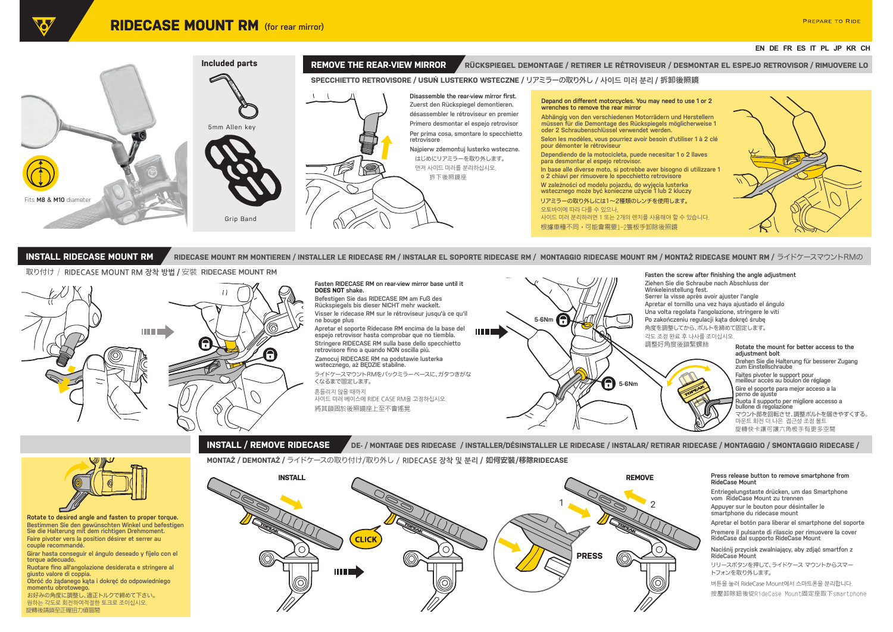# RIDECASE MOUNT RM (for rear mirror)

PREPARE TO RIDE

EN DE FR ES IT PL JP KR CH

Fits **M8** & **M10** diameter

## Included parts

5mm Allen key

Grip Band

## REMOVE THE REAR-VIEW MIRROR

RÜCKSPIEGEL DEMONTAGE / RETIRER LE RÉTROVISEUR / DESMONTAR EL ESPEJO RETROVISOR / RIMUOVERE LO SPECCHIETTO RETROVISORE / USUŃ LUSTERKO WSTECZNE / リアミラーの取り外し / 사이드 미러 분리 / 拆卸後照鏡

Disassemble the rear-view mirror first.
Zuerst den Rückspiegel demontieren.
désassembler le rétroviseur en premier
Primero desmontar el espejo retrovisor
Per prima cosa, smontare lo specchietto retrovisore
Najpierw zdemontuj lusterko wsteczne.
はじめにリアミラーを取り外します。
먼저 사이드 미러를 분리하십시오.
拆下後照鏡座

Depand on different motorcycles. You may need to use 1 or 2 wrenches to remove the rear mirror
Abhängig von den verschiedenen Motorrädern und Herstellern müssen für die Demontage des Rückspiegels möglicherweise 1 oder 2 Schraubenschlüssel verwendet werden.
Selon les modèles, vous pourriez avoir besoin d'utiliser 1 à 2 clé pour démonter le rétroviseur
Dependiendo de la motocicleta, puede necesitar 1 o 2 llaves para desmontar el espejo retrovisor.
In base alle diverse moto, si potrebbe aver bisogno di utilizzare 1 o 2 chiavi per rimuovere lo specchietto retrovisore
W zależności od modelu pojazdu, do wyjęcia lusterka wstecznego może być konieczne użycie 1 lub 2 kluczy
リアミラーの取り外しには1～2種類のレンチを使用します。
오토바이에 따라 다를 수 있으나,
사이드 미러 분리하려면 1 또는 2개의 렌치를 사용해야 할 수 있습니다.
根據車種不同，可能會需要1-2隻板手卸除後照鏡

## INSTALL RIDECASE MOUNT RM

RIDECASE MOUNT RM MONTIEREN / INSTALLER LE RIDECASE RM / INSTALAR EL SOPORTE RIDECASE RM / MONTAGGIO RIDECASE MOUNT RM / MONTAŻ RIDECASE MOUNT RM / ライドケースマウントRMの取り付け / RIDECASE MOUNT RM 장착 방법 / 安裝 RIDECASE MOUNT RM

Fasten RIDECASE RM on rear-view mirror base until it **DOES NOT** shake.
Befestigen Sie das RIDECASE RM am Fuß des Rückspiegels bis dieser NICHT mehr wackelt.
Visser le ridecase RM sur le rétroviseur jusqu'à ce qu'il ne bouge plus
Apretar el soporte Ridecase RM encima de la base del espejo retrovisor hasta comprobar que no tiembla.
Stringere RIDECASE RM sulla base dello specchietto retrovisore fino a quando NON oscilla più.
Zamocuj RIDECASE RM na podstawie lusterka wstecznego, aż BĘDZIE stabilne.
ライドケースマウントRMをバックミラーベースに、ガタつきがなくなるまで固定します。
흔들리지 않을 때까지
사이드 미러 베이스에 RIDE CASE RM을 고정하십시오.
將其鎖固於後照鏡座上至不會搖晃

5-6Nm

5-6Nm

Fasten the screw after finishing the angle adjustment
Ziehen Sie die Schraube nach Abschluss der Winkeleinstellung fest.
Serrer la visse après avoir ajuster l'angle
Apretar el tornillo una vez haya ajustado el ángulo
Una volta regolata l'angolazione, stringere le viti
Po zakończeniu regulacji kąta dokręć śrubę
角度を調整してから、ボルトを締めて固定します。
각도 조정 완료 후 나사를 조이십시오.
調整好角度後鎖緊螺絲

Rotate the mount for better access to the adjustment bolt
Drehen Sie die Halterung für besserer Zugang zum Einstellschraube
Faites pivoter le support pour meilleur accès au boulon de réglage
Gire el soporte para mejor acceso a la perno de ajuste
Ruota il supporto per migliore accesso a bullone di regolazione
マウント部を回転させ、調整ボルトを届きやすくする。
마운트 회전 더 나은 접근성 조정 볼트
旋轉快卡讓可讓六角板手有更多空間

## INSTALL / REMOVE RIDECASE

DE- / MONTAGE DES RIDECASE / INSTALLER/DÉSINSTALLER LE RIDECASE / INSTALAR/ RETIRAR RIDECASE / MONTAGGIO / SMONTAGGIO RIDECASE / MONTAŻ / DEMONTAŻ / ライドケースの取り付け/取り外し / RIDECASE 장착 및 분리 / 如何安裝/移除RIDECASE

**Rotate to desired angle and fasten to proper torque.**
Bestimmen Sie den gewünschten Winkel und befestigen Sie die Halterung mit dem richtigen Drehmoment.
Faire pivoter vers la position désirer et serrer au couple recommandé.
Girar hasta conseguir el ángulo deseado y fijelo con el torque adecuado.
Ruotare fino all'angolazione desiderata e stringere al giusto valore di coppia.
Obróć do żądanego kąta i dokręć do odpowiedniego momentu obrotowego.
お好みの角度に調整し、適正トルクで締めて下さい。
원하는 각도로 회전하여적절한 토크로 조이십시오.
旋轉後請鎖至正確扭力値區間

INSTALL

CLICK

REMOVE

1

2

PRESS

Press release button to remove smartphone from RideCase Mount
Entriegelungstaste drücken, um das Smartphone vom RideCase Mount zu trennen
Appuyer sur le bouton pour désintaller le smartphone du ridecase mount
Apretar el botón para liberar el smartphone del soporte
Premere il pulsante di rilascio per rimuovere la cover RideCase dal supporto RideCase Mount
Naciśnij przycisk zwalniający, aby zdjąć smartfon z RideCase Mount
リリースボタンを押して、ライドケース マウントからスマートフォンを取り外します。
버튼을 눌러 RideCase Mount에서 스마트폰을 분리합니다.
按壓卸除鈕後從RideCase Mount固定座取下smartphone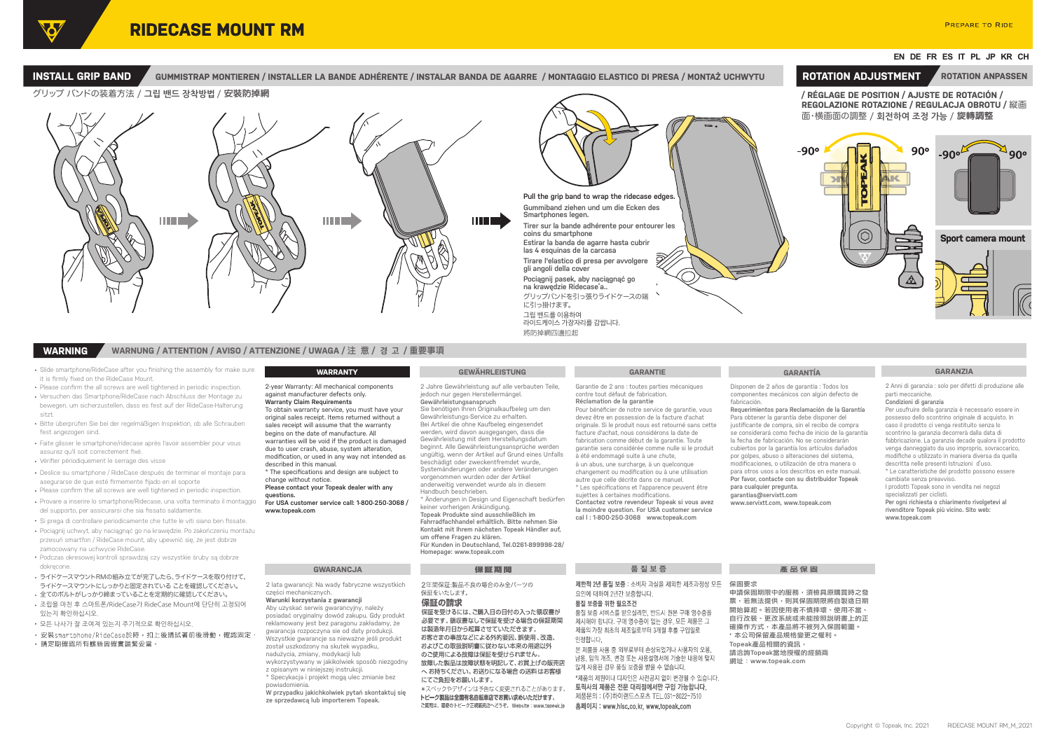# RIDECASE MOUNT RM

PREPARE TO RIDE

EN DE FR ES IT PL JP KR CH

## INSTALL GRIP BAND

GUMMISTRAP MONTIEREN / INSTALLER LA BANDE ADHÉRENTE / INSTALAR BANDA DE AGARRE / MONTAGGIO ELASTICO DI PRESA / MONTAŻ UCHWYTU

グリップ バンドの装着方法 / 그립 밴드 장착방법 / 安裝防掉綱

Pull the grip band to wrap the ridecase edges.

Gummiband ziehen und um die Ecken des Smartphones legen.

Tirer sur la bande adhérente pour entourer les coins du smartphone

Estirar la banda de agarre hasta cubrir las 4 esquinas de la carcasa

Tirare l'elastico di presa per avvolgere gli angoli della cover

Pociągnij pasek, aby naciągnąć go na krawędzie Ridecase'a..

グリップバンドを引っ張りライドケースの端に引っ掛けます。

그립 밴드를 이용하여 라이드케이스 가장자리를 감쌉니다.

將防掉網四邊拉起

## ROTATION ADJUSTMENT

ROTATION ANPASSEN / RÉGLAGE DE POSITION / AJUSTE DE ROTACIÓN / REGOLAZIONE ROTAZIONE / REGULACJA OBROTU / 縦画面・横画面の調整 / 회전하여 조정 가능 / 旋轉調整

-90° 90° -90° 90°

Sport camera mount

## WARNING

WARNUNG / ATTENTION / AVISO / ATTENZIONE / UWAGA / 注 意 / 경 고 / 重要事項

- Slide smartphone/RideCase after you finishing the assembly for make sure it is firmly fixed on the RideCase Mount.
- Please confirm the all screws are well tightened in periodic inspection.
- Versuchen das Smartphone/RideCase nach Abschluss der Montage zu bewegen, um sicherzustellen, dass es fest auf der RideCase-Halterung sitzt.
- Bitte überprüfen Sie bei der regelmäßigen Inspektion, ob alle Schrauben fest angezogen sind.
- Faite glisser le smartphone/ridecase après l'avoir assemblé pour vous assurez qu'il soit correctement fixé.
- Vérifier périodiquement le serrage des visse
- Deslice su smartphone / RideCase después de terminar el montaje para asegurarse de que esté firmemente fijado en el soporte
- Please confirm the all screws are well tightened in periodic inspection.
- Provare a inserire lo smartphone/Ridecase, una volta terminato il montaggio del supporto, per assicurarsi che sia fissato saldamente.
- Si prega di controllare periodicamente che tutte le viti siano ben fissate.
- Pociągnij uchwyt, aby naciągnąć go na krawędzie. Po zakończeniu montażu przesuń smartfon / RideCase mount, aby upewnić się, że jest dobrze zamocowany na uchwycie RideCase.
- Podczas okresowej kontroli sprawdzaj czy wszystkie śruby są dobrze dokręcone.
- ライドケースマウントRMの組み立てが完了したら、ライドケースを取り付けて、ライドケースマウントにしっかりと固定されている ことを確認してください。
- 全てのボルトがしっかり締まっていることを定期的に確認してください。
- 조립을 마친 후 스마트폰/RideCase가 RideCase Mount에 단단히 고정되어 있는지 확인하십시오.
- 모든 나사가 잘 조여져 있는지 주기적으로 확인하십시오.
- 安裝smartphone/RideCase時，扣上後請試著前後滑動，確認固定。
- 請定期確認所有螺絲皆確實鎖緊妥當。

### WARRANTY

2-year Warranty: All mechanical components against manufacturer defects only.

**Warranty Claim Requirements**

To obtain warranty service, you must have your original sales receipt. Items returned without a sales receipt will assume that the warranty begins on the date of manufacture. All warranties will be void if the product is damaged due to user crash, abuse, system alteration, modification, or used in any way not intended as described in this manual.

* The specifications and design are subject to change without notice.

**Please contact your Topeak dealer with any questions.**

**For USA customer service call: 1-800-250-3068 / www.topeak.com**

### GEWÄHRLEISTUNG

2 Jahre Gewährleistung auf alle verbauten Teile, jedoch nur gegen Herstellermängel.

**Gewährleistungsanspruch**

Sie benötigen Ihren Originalkaufbeleg um den Gewährleistungs-Service zu erhalten. Bei Artikel die ohne Kaufbeleg eingesendet werden, wird davon ausgegangen, dass die Gewährleistung mit dem Herstellungsdatum beginnt. Alle Gewährleistungsansprüche werden ungültig, wenn der Artikel auf Grund eines Unfalls beschädigt oder zweckentfremdet wurde, Systemänderungen oder andere Veränderungen vorgenommen wurden oder der Artikel anderweitig verwendet wurde als in diesem Handbuch beschrieben.

* Änderungen in Design und Eigenschaft bedürfen keiner vorherigen Ankündigung.

**Topeak Produkte sind ausschließlich im Fahrradfachhandel erhältlich. Bitte nehmen Sie Kontakt mit Ihrem nächsten Topeak Händler auf, um offene Fragen zu klären.**

**Für Kunden in Deutschland, Tel.0261-899998-28/ Homepage: www.topeak.com**

### GARANTIE

Garantie de 2 ans : toutes parties mécaniques contre tout défaut de fabrication.

**Réclamation de la garantie**

Pour bénéficier de notre service de garantie, vous devez être en possession de la facture d'achat originale. Si le produit nous est retourné sans cette facture d'achat, nous considérons la date de fabrication comme début de la garantie. Toute garantie sera considérée comme nulle si le produit a été endommagé suite à une chute, à un abus, une surcharge, à un quelconque changement ou modification ou à une utilisation autre que celle décrite dans ce manuel.

* Les spécifications et l'apparence peuvent être sujettes à certaines modifications.

**Contactez votre revendeur Topeak si vous avez la moindre question. For USA customer service cal l : 1-800-250-3068 www.topeak.com**

### GARANTÍA

Disponen de 2 años de garantía : Todos los componentes mecánicos con algún defecto de fabricación.

**Requerimientos para Reclamación de la Garantía**

Para obtener la garantía debe disponer del justificante de compra, sin el recibo de compra se considerará como fecha de inicio de la garantía la fecha de fabricación. No se considerarán cubiertos por la garantía los artículos dañados por golpes, abuso o alteraciones del sistema, modificaciones, o utilización de otra manera o para otros usos a los descritos en este manual.

**Por favor, contacte con su distribuidor Topeak para cualquier pregunta. garantias@servixtt.com**

**www.servixtt.com, www.topeak.com**

### GARANZIA

2 Anni di garanzia : solo per difetti di produzione alle parti meccaniche.

**Condizioni di garanzia**

Per usufruire della garanzia è necessario essere in possesso dello scontrino originale di acquisto. In caso il prodotto ci venga restituito senza lo scontrino la garanzia decorrerà dalla data di fabbricazione. La garanzia decade qualora il prodotto venga danneggiato da uso improprio, sovraccarico, modifiche o utilizzato in maniera diversa da quella descritta nelle presenti Istruzioni d'uso.

* Le caratteristiche del prodotto possono essere cambiate senza preavviso.

I prodotti Topeak sono in vendita nei negozi specializzati per ciclisti.

**Per ogni richiesta o chiarimento rivolgetevi al rivenditore Topeak più vicino. Sito web: www.topeak.com**

### GWARANCJA

2 lata gwarancji: Na wady fabryczne wszystkich części mechanicznych.

**Warunki korzystania z gwarancji**

Aby uzyskać serwis gwarancyjny, należy posiadać oryginalny dowód zakupu. Gdy produkt reklamowany jest bez paragonu zakładamy, że gwarancja rozpoczyna sie od daty produkcji. Wszystkie gwarancje sa nieważne jeśli produkt został uszkodzony na skutek wypadku, nadużycia, zmiany, modykacji lub wykorzystywany w jakikolwiek sposób niezgodny z opisanym w niniejszej instrukcji.

* Specykacja i projekt mogą ulec zmianie bez powiadomienia.

**W przypadku jakichkolwiek pytań skontaktuj się ze sprzedawcą lub importerem Topeak.**

### 保証期間

2年間保証:製品不良の場合のみ全パーツの保証をいたします。

**保証の請求**

**保証を受けるには、ご購入日の日付の入った領収書が必要です。領収書なしで保証を受ける場合の保証期間は製造年月日から起算させていただきます。お客さまの事故などによる外的要因、誤使用、改造、およびこの取扱説明書に従わない本来の用途以外のご使用による故障は保証を受けられません。故障した製品は故障状態を明記して、お買上げの販売店へ お持ちください。お送りになる場合の送料はお客様にてご負担をお願いします。**

*スペックやデザインは予告なく変更されることがあります。

**トピーク製品は全国有名自転車店でお買い求めいただけます。**

ご質問は、最寄のトピーク正規販売店へどうぞ。 Website : www.topeak.jp

### 품 질 보 증

**제한적 2년 품질 보증** : 소비자 과실을 제외한 제조과정상 모든 요인에 대하여 2년간 보증합니다.

**품질 보증을 위한 필요조건**

품질 보증 서비스를 받으실려면, 반드시 원본 구매 영수증을 제시해야 합니다. 구매 영수증이 없는 경우, 모든 제품은 그 제품의 가장 최초의 제조일로부터 3개월 후를 구입일로 인정합니다.

본 제품을 사용 중 외부로부터 손상되었거나 사용자의 오용, 남용, 임의 개조, 변경 또는 사용설명서에 기술한 내용에 맞지 않게 사용된 경우 품질 보증을 받을 수 없습니다.

*제품의 제원이나 디자인은 사전공지 없이 변경될 수 있습니다.

**토픽사의 제품은 전문 대리점에서만 구입 가능합니다.**

제품문의 : (주)하이랜드스포츠 TEL.031-8022-7510

**홈페이지 : www.hlsc.co.kr, www.topeak.com**

### 產 品 保 固

保固要求

申請保固期限中的服務，須檢具原購買時之發票，若無法提供，則其保固期限將自製造日期開始算起。若因使用者不慎摔壞、使用不當、自行改裝、更改系統或未能按照說明書上的正確操作方式，本產品將不被列入保固範圍。

* 本公司保留產品規格變更之權利。

**Topeak產品相關的資訊，**

請洽詢Topeak當地授權的經銷商

網址：**www.topeak.com**

Copyright © Topeak, Inc. 2021 RIDECASE MOUNT RM_M_2021